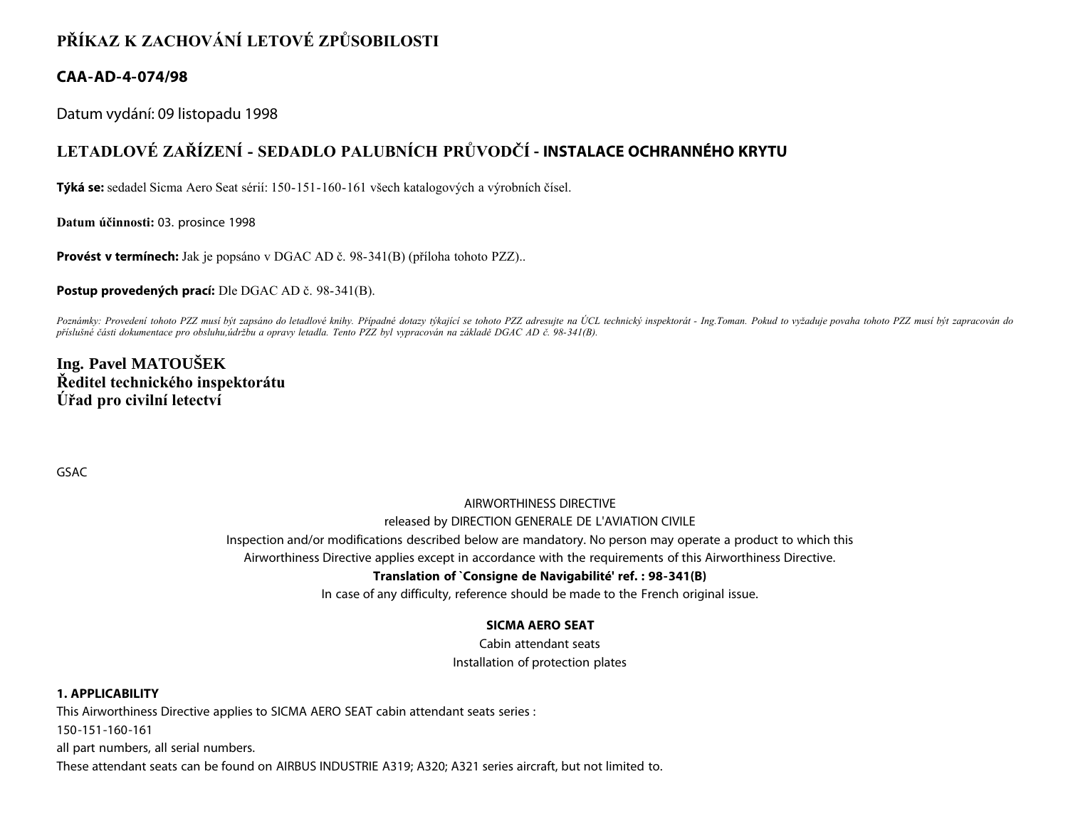# PŘÍKAZ K ZACHOVÁNÍ LETOVÉ ZPŮSOBILOSTI

## CAA-AD-4-074/98

Datum vydání: 09 listopadu 1998

## LETADLOVÉ ZAŘÍZENÍ - SEDADLO PALUBNÍCH PRŮVODČÍ - INSTALACE OCHRANNÉHO KRYTU

**Týká se:** sedadel Sicma Aero Seat sérií: 150-151-160-161 všech katalogových a výrobních čísel.

**Datum účinnosti:** 03. prosince 1998

**Provést v termínech:** Jak je popsáno v DGAC AD č. 98-341(B) (příloha tohoto PZZ)..

**Postup provedených prací:** Dle DGAC AD č. 98-341(B).

*Poznámky: Provedení tohoto PZZ musí být zapsáno do letadlové knihy. Případné dotazy týkající se tohoto PZZ adresujte na ÚCL technický inspektorát - Ing.Toman. Pokud to vyžaduje povaha tohoto PZZ musí být zapracován do příslušné části dokumentace pro obsluhu,údržbu a opravy letadla. Tento PZZ byl vypracován na základě DGAC AD č. 98-341(B).*

**Ing. Pavel MATOUŠEK**
**Ředitel technického inspektorátu**
**Úřad pro civilní letectví**

GSAC

AIRWORTHINESS DIRECTIVE

released by DIRECTION GENERALE DE L'AVIATION CIVILE

Inspection and/or modifications described below are mandatory. No person may operate a product to which this Airworthiness Directive applies except in accordance with the requirements of this Airworthiness Directive.

**Translation of `Consigne de Navigabilité' ref. : 98-341(B)**

In case of any difficulty, reference should be made to the French original issue.

**SICMA AERO SEAT**

Cabin attendant seats

Installation of protection plates

**1. APPLICABILITY**

This Airworthiness Directive applies to SICMA AERO SEAT cabin attendant seats series :

150-151-160-161

all part numbers, all serial numbers.

These attendant seats can be found on AIRBUS INDUSTRIE A319; A320; A321 series aircraft, but not limited to.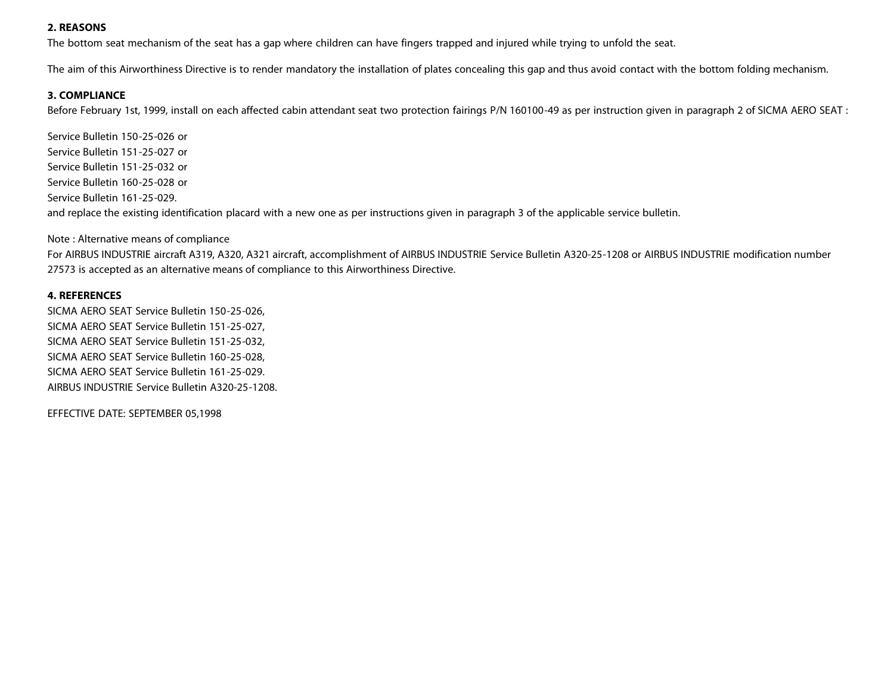### 2. REASONS

The bottom seat mechanism of the seat has a gap where children can have fingers trapped and injured while trying to unfold the seat.

The aim of this Airworthiness Directive is to render mandatory the installation of plates concealing this gap and thus avoid contact with the bottom folding mechanism.

### 3. COMPLIANCE

Before February 1st, 1999, install on each affected cabin attendant seat two protection fairings P/N 160100-49 as per instruction given in paragraph 2 of SICMA AERO SEAT :

Service Bulletin 150-25-026 or
Service Bulletin 151-25-027 or
Service Bulletin 151-25-032 or
Service Bulletin 160-25-028 or
Service Bulletin 161-25-029.
and replace the existing identification placard with a new one as per instructions given in paragraph 3 of the applicable service bulletin.

Note : Alternative means of compliance
For AIRBUS INDUSTRIE aircraft A319, A320, A321 aircraft, accomplishment of AIRBUS INDUSTRIE Service Bulletin A320-25-1208 or AIRBUS INDUSTRIE modification number 27573 is accepted as an alternative means of compliance to this Airworthiness Directive.

### 4. REFERENCES

SICMA AERO SEAT Service Bulletin 150-25-026,
SICMA AERO SEAT Service Bulletin 151-25-027,
SICMA AERO SEAT Service Bulletin 151-25-032,
SICMA AERO SEAT Service Bulletin 160-25-028,
SICMA AERO SEAT Service Bulletin 161-25-029.
AIRBUS INDUSTRIE Service Bulletin A320-25-1208.

EFFECTIVE DATE: SEPTEMBER 05,1998